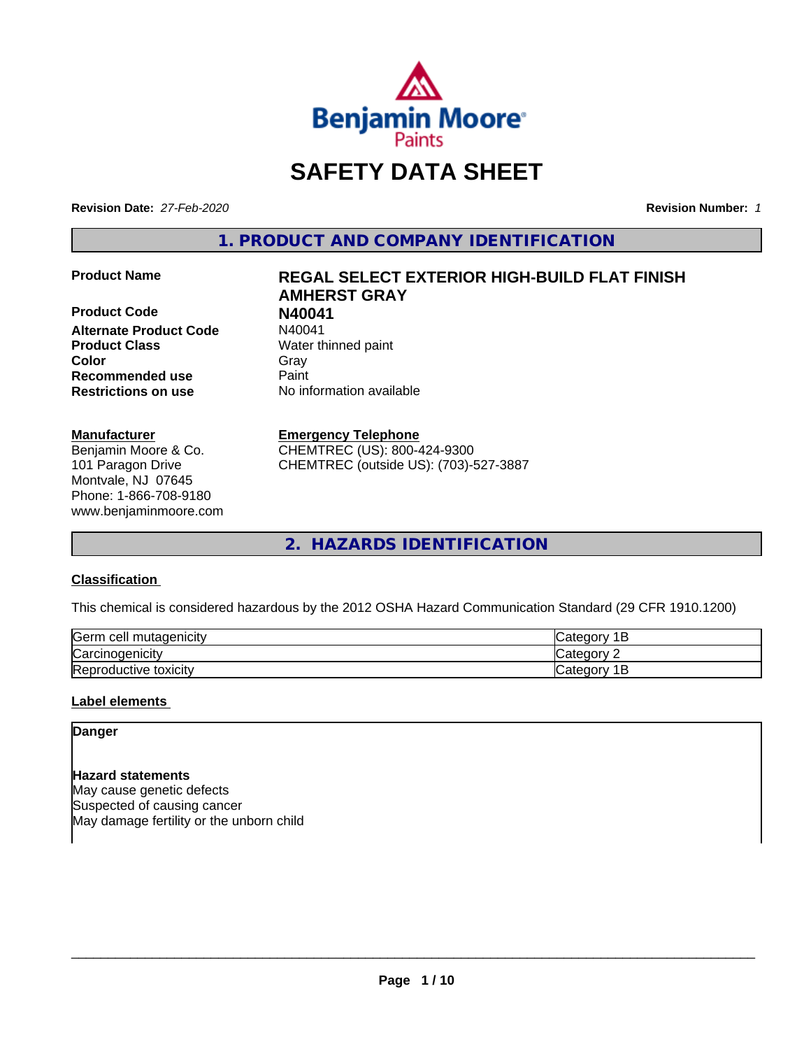# SAFETY DATA SHEET

**Revision Date:** *27-Feb-2020*

**Revision Number:** *1*

## 1. PRODUCT AND COMPANY IDENTIFICATION

| | |
|---|---|
| **Product Name** | **REGAL SELECT EXTERIOR HIGH-BUILD FLAT FINISH AMHERST GRAY** |
| **Product Code** | **N40041** |
| **Alternate Product Code** | N40041 |
| **Product Class** | Water thinned paint |
| **Color** | Gray |
| **Recommended use** | Paint |
| **Restrictions on use** | No information available |

**Manufacturer**
Benjamin Moore & Co.
101 Paragon Drive
Montvale, NJ 07645
Phone: 1-866-708-9180
www.benjaminmoore.com

**Emergency Telephone**
CHEMTREC (US): 800-424-9300
CHEMTREC (outside US): (703)-527-3887

## 2. HAZARDS IDENTIFICATION

**Classification**

This chemical is considered hazardous by the 2012 OSHA Hazard Communication Standard (29 CFR 1910.1200)

| | |
|---|---|
| Germ cell mutagenicity | Category 1B |
| Carcinogenicity | Category 2 |
| Reproductive toxicity | Category 1B |

**Label elements**

**Danger**

**Hazard statements**
May cause genetic defects
Suspected of causing cancer
May damage fertility or the unborn child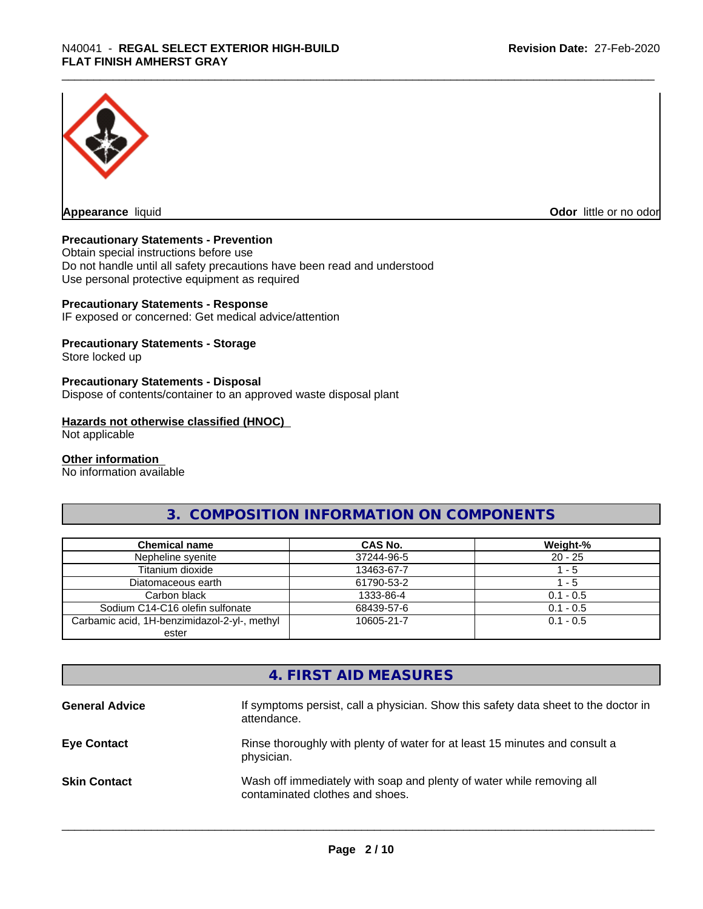**Appearance** liquid

**Odor** little or no odor

**Precautionary Statements - Prevention**
Obtain special instructions before use
Do not handle until all safety precautions have been read and understood
Use personal protective equipment as required

**Precautionary Statements - Response**
IF exposed or concerned: Get medical advice/attention

**Precautionary Statements - Storage**
Store locked up

**Precautionary Statements - Disposal**
Dispose of contents/container to an approved waste disposal plant

**Hazards not otherwise classified (HNOC)**
Not applicable

**Other information**
No information available

## 3. COMPOSITION INFORMATION ON COMPONENTS

| Chemical name | CAS No. | Weight-% |
|---|---|---|
| Nepheline syenite | 37244-96-5 | 20 - 25 |
| Titanium dioxide | 13463-67-7 | 1 - 5 |
| Diatomaceous earth | 61790-53-2 | 1 - 5 |
| Carbon black | 1333-86-4 | 0.1 - 0.5 |
| Sodium C14-C16 olefin sulfonate | 68439-57-6 | 0.1 - 0.5 |
| Carbamic acid, 1H-benzimidazol-2-yl-, methyl ester | 10605-21-7 | 0.1 - 0.5 |

## 4. FIRST AID MEASURES

**General Advice** If symptoms persist, call a physician. Show this safety data sheet to the doctor in attendance.

**Eye Contact** Rinse thoroughly with plenty of water for at least 15 minutes and consult a physician.

**Skin Contact** Wash off immediately with soap and plenty of water while removing all contaminated clothes and shoes.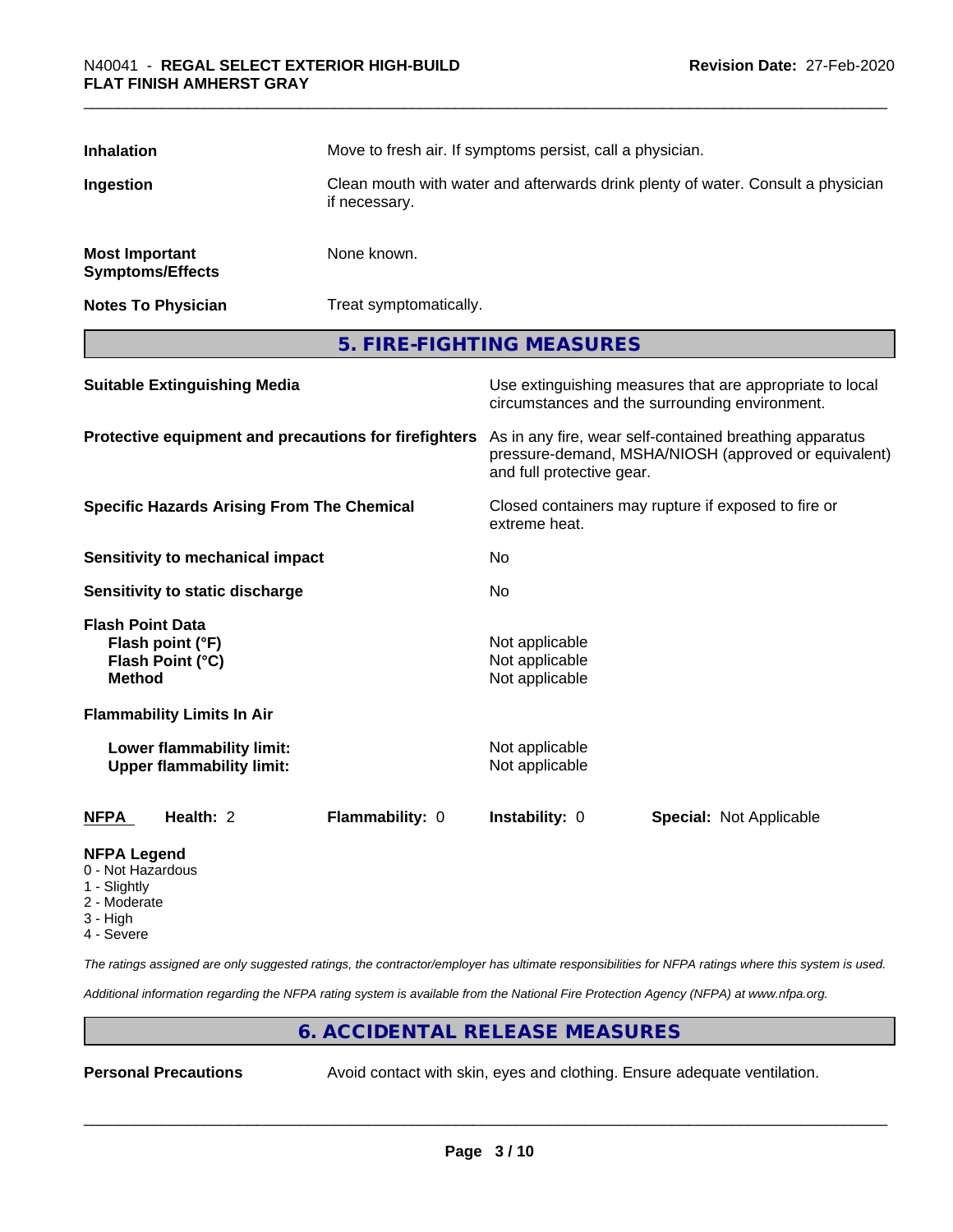| | |
|---|---|
| **Inhalation** | Move to fresh air. If symptoms persist, call a physician. |
| **Ingestion** | Clean mouth with water and afterwards drink plenty of water. Consult a physician if necessary. |
| **Most Important Symptoms/Effects** | None known. |
| **Notes To Physician** | Treat symptomatically. |

## 5. FIRE-FIGHTING MEASURES

| | |
|---|---|
| **Suitable Extinguishing Media** | Use extinguishing measures that are appropriate to local circumstances and the surrounding environment. |
| **Protective equipment and precautions for firefighters** | As in any fire, wear self-contained breathing apparatus pressure-demand, MSHA/NIOSH (approved or equivalent) and full protective gear. |
| **Specific Hazards Arising From The Chemical** | Closed containers may rupture if exposed to fire or extreme heat. |
| **Sensitivity to mechanical impact** | No |
| **Sensitivity to static discharge** | No |

**Flash Point Data**

| | |
|---|---|
| **Flash point (°F)** | Not applicable |
| **Flash Point (°C)** | Not applicable |
| **Method** | Not applicable |

**Flammability Limits In Air**

| | |
|---|---|
| **Lower flammability limit:** | Not applicable |
| **Upper flammability limit:** | Not applicable |

| **NFPA** | **Health:** 2 | **Flammability:** 0 | **Instability:** 0 | **Special:** Not Applicable |
|---|---|---|---|---|

**NFPA Legend**
- 0 - Not Hazardous
- 1 - Slightly
- 2 - Moderate
- 3 - High
- 4 - Severe

*The ratings assigned are only suggested ratings, the contractor/employer has ultimate responsibilities for NFPA ratings where this system is used.*

*Additional information regarding the NFPA rating system is available from the National Fire Protection Agency (NFPA) at www.nfpa.org.*

## 6. ACCIDENTAL RELEASE MEASURES

| | |
|---|---|
| **Personal Precautions** | Avoid contact with skin, eyes and clothing. Ensure adequate ventilation. |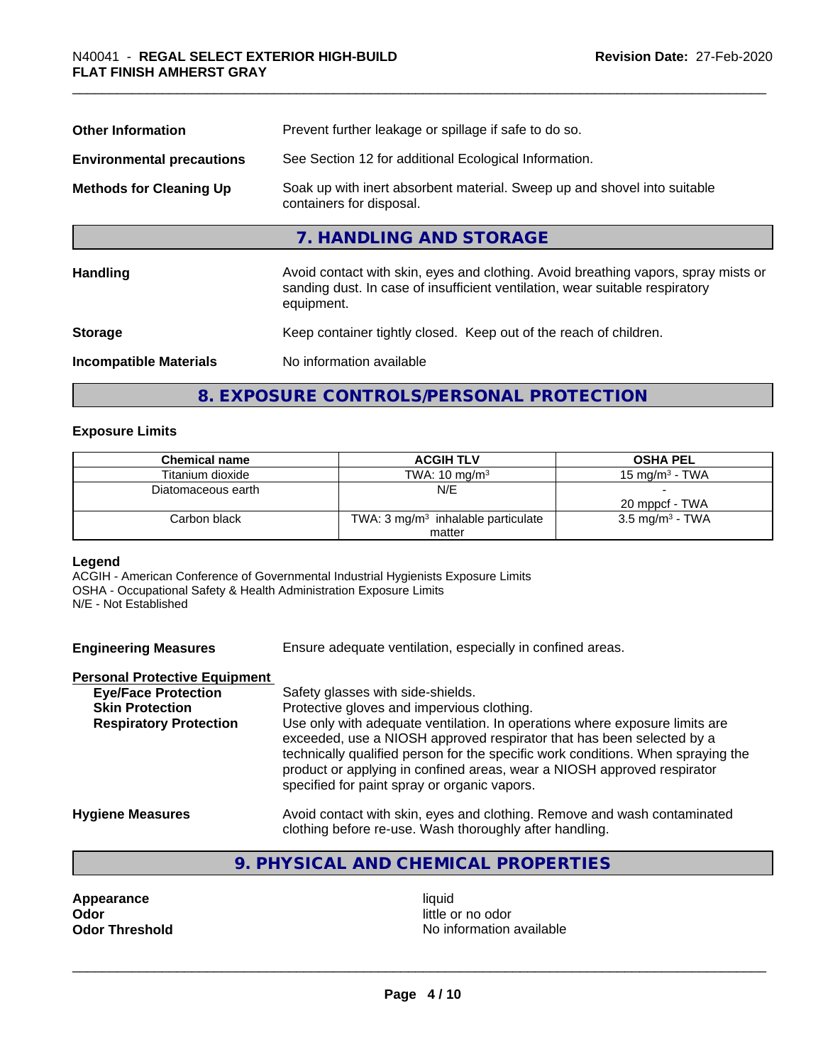| | |
|---|---|
| **Other Information** | Prevent further leakage or spillage if safe to do so. |
| **Environmental precautions** | See Section 12 for additional Ecological Information. |
| **Methods for Cleaning Up** | Soak up with inert absorbent material. Sweep up and shovel into suitable containers for disposal. |

## 7. HANDLING AND STORAGE

| | |
|---|---|
| **Handling** | Avoid contact with skin, eyes and clothing. Avoid breathing vapors, spray mists or sanding dust. In case of insufficient ventilation, wear suitable respiratory equipment. |
| **Storage** | Keep container tightly closed. Keep out of the reach of children. |
| **Incompatible Materials** | No information available |

## 8. EXPOSURE CONTROLS/PERSONAL PROTECTION

### Exposure Limits

| Chemical name | ACGIH TLV | OSHA PEL |
|---|---|---|
| Titanium dioxide | TWA: 10 $mg/m^3$ | 15 $mg/m^3$ - TWA |
| Diatomaceous earth | N/E | - <br> 20 mppcf - TWA |
| Carbon black | TWA: 3 $mg/m^3$ inhalable particulate matter | 3.5 $mg/m^3$ - TWA |

**Legend**
ACGIH - American Conference of Governmental Industrial Hygienists Exposure Limits
OSHA - Occupational Safety & Health Administration Exposure Limits
N/E - Not Established

**Engineering Measures** Ensure adequate ventilation, especially in confined areas.

**Personal Protective Equipment**

| | |
|---|---|
| **Eye/Face Protection** | Safety glasses with side-shields. |
| **Skin Protection** | Protective gloves and impervious clothing. |
| **Respiratory Protection** | Use only with adequate ventilation. In operations where exposure limits are exceeded, use a NIOSH approved respirator that has been selected by a technically qualified person for the specific work conditions. When spraying the product or applying in confined areas, wear a NIOSH approved respirator specified for paint spray or organic vapors. |

**Hygiene Measures** Avoid contact with skin, eyes and clothing. Remove and wash contaminated clothing before re-use. Wash thoroughly after handling.

## 9. PHYSICAL AND CHEMICAL PROPERTIES

| | |
|---|---|
| **Appearance** | liquid |
| **Odor** | little or no odor |
| **Odor Threshold** | No information available |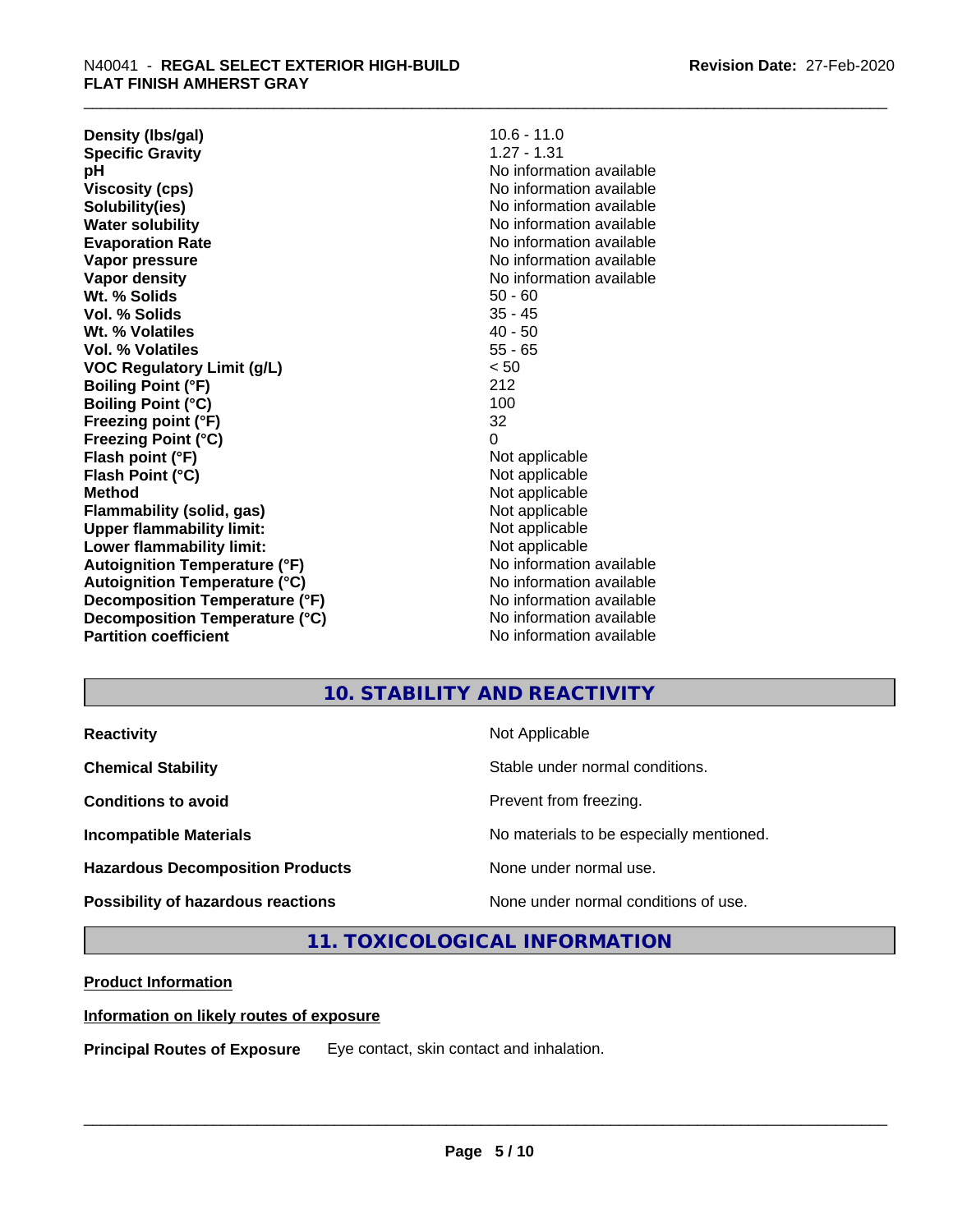| | |
|---|---|
| **Density (lbs/gal)** | 10.6 - 11.0 |
| **Specific Gravity** | 1.27 - 1.31 |
| **pH** | No information available |
| **Viscosity (cps)** | No information available |
| **Solubility(ies)** | No information available |
| **Water solubility** | No information available |
| **Evaporation Rate** | No information available |
| **Vapor pressure** | No information available |
| **Vapor density** | No information available |
| **Wt. % Solids** | 50 - 60 |
| **Vol. % Solids** | 35 - 45 |
| **Wt. % Volatiles** | 40 - 50 |
| **Vol. % Volatiles** | 55 - 65 |
| **VOC Regulatory Limit (g/L)** | < 50 |
| **Boiling Point (°F)** | 212 |
| **Boiling Point (°C)** | 100 |
| **Freezing point (°F)** | 32 |
| **Freezing Point (°C)** | 0 |
| **Flash point (°F)** | Not applicable |
| **Flash Point (°C)** | Not applicable |
| **Method** | Not applicable |
| **Flammability (solid, gas)** | Not applicable |
| **Upper flammability limit:** | Not applicable |
| **Lower flammability limit:** | Not applicable |
| **Autoignition Temperature (°F)** | No information available |
| **Autoignition Temperature (°C)** | No information available |
| **Decomposition Temperature (°F)** | No information available |
| **Decomposition Temperature (°C)** | No information available |
| **Partition coefficient** | No information available |

## 10. STABILITY AND REACTIVITY

| | |
|---|---|
| **Reactivity** | Not Applicable |
| **Chemical Stability** | Stable under normal conditions. |
| **Conditions to avoid** | Prevent from freezing. |
| **Incompatible Materials** | No materials to be especially mentioned. |
| **Hazardous Decomposition Products** | None under normal use. |
| **Possibility of hazardous reactions** | None under normal conditions of use. |

## 11. TOXICOLOGICAL INFORMATION

**Product Information**

**Information on likely routes of exposure**

**Principal Routes of Exposure** Eye contact, skin contact and inhalation.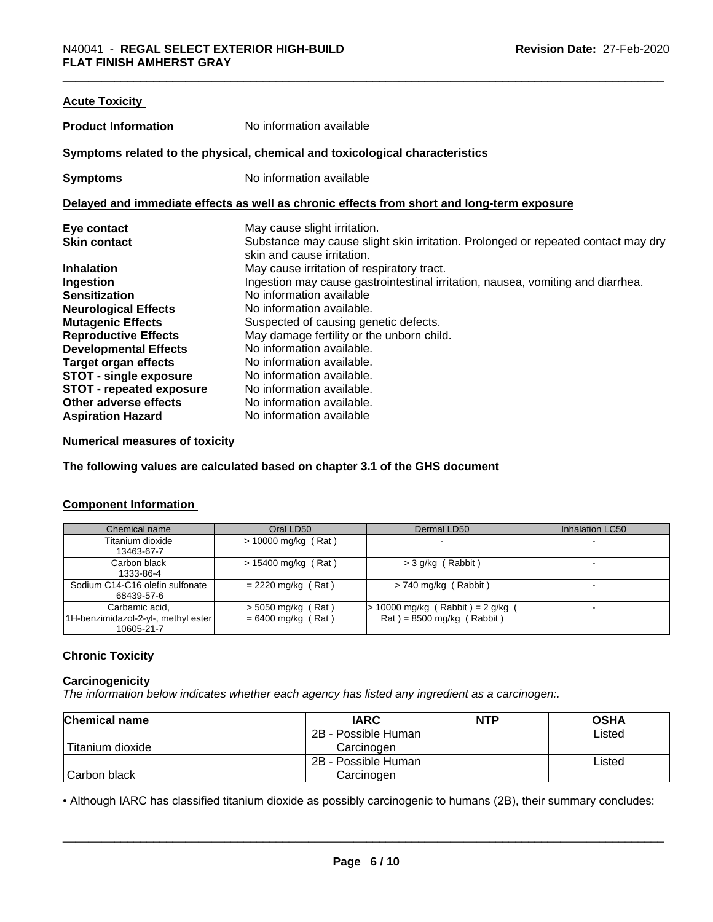## Acute Toxicity

**Product Information** No information available

### Symptoms related to the physical, chemical and toxicological characteristics

**Symptoms** No information available

### Delayed and immediate effects as well as chronic effects from short and long-term exposure

| | |
|---|---|
| **Eye contact** | May cause slight irritation. |
| **Skin contact** | Substance may cause slight skin irritation. Prolonged or repeated contact may dry skin and cause irritation. |
| **Inhalation** | May cause irritation of respiratory tract. |
| **Ingestion** | Ingestion may cause gastrointestinal irritation, nausea, vomiting and diarrhea. |
| **Sensitization** | No information available |
| **Neurological Effects** | No information available. |
| **Mutagenic Effects** | Suspected of causing genetic defects. |
| **Reproductive Effects** | May damage fertility or the unborn child. |
| **Developmental Effects** | No information available. |
| **Target organ effects** | No information available. |
| **STOT - single exposure** | No information available. |
| **STOT - repeated exposure** | No information available. |
| **Other adverse effects** | No information available. |
| **Aspiration Hazard** | No information available |

## Numerical measures of toxicity

**The following values are calculated based on chapter 3.1 of the GHS document**

## Component Information

| Chemical name | Oral LD50 | Dermal LD50 | Inhalation LC50 |
|---|---|---|---|
| Titanium dioxide<br>13463-67-7 | > 10000 mg/kg ( Rat ) | - | - |
| Carbon black<br>1333-86-4 | > 15400 mg/kg ( Rat ) | > 3 g/kg ( Rabbit ) | - |
| Sodium C14-C16 olefin sulfonate<br>68439-57-6 | = 2220 mg/kg ( Rat ) | > 740 mg/kg ( Rabbit ) | - |
| Carbamic acid, 1H-benzimidazol-2-yl-, methyl ester<br>10605-21-7 | > 5050 mg/kg ( Rat )<br>= 6400 mg/kg ( Rat ) | > 10000 mg/kg ( Rabbit ) = 2 g/kg ( Rat ) = 8500 mg/kg ( Rabbit ) | - |

## Chronic Toxicity

### Carcinogenicity

*The information below indicates whether each agency has listed any ingredient as a carcinogen:.*

| Chemical name | IARC | NTP | OSHA |
|---|---|---|---|
| Titanium dioxide | 2B - Possible Human Carcinogen | | Listed |
| Carbon black | 2B - Possible Human Carcinogen | | Listed |

• Although IARC has classified titanium dioxide as possibly carcinogenic to humans (2B), their summary concludes: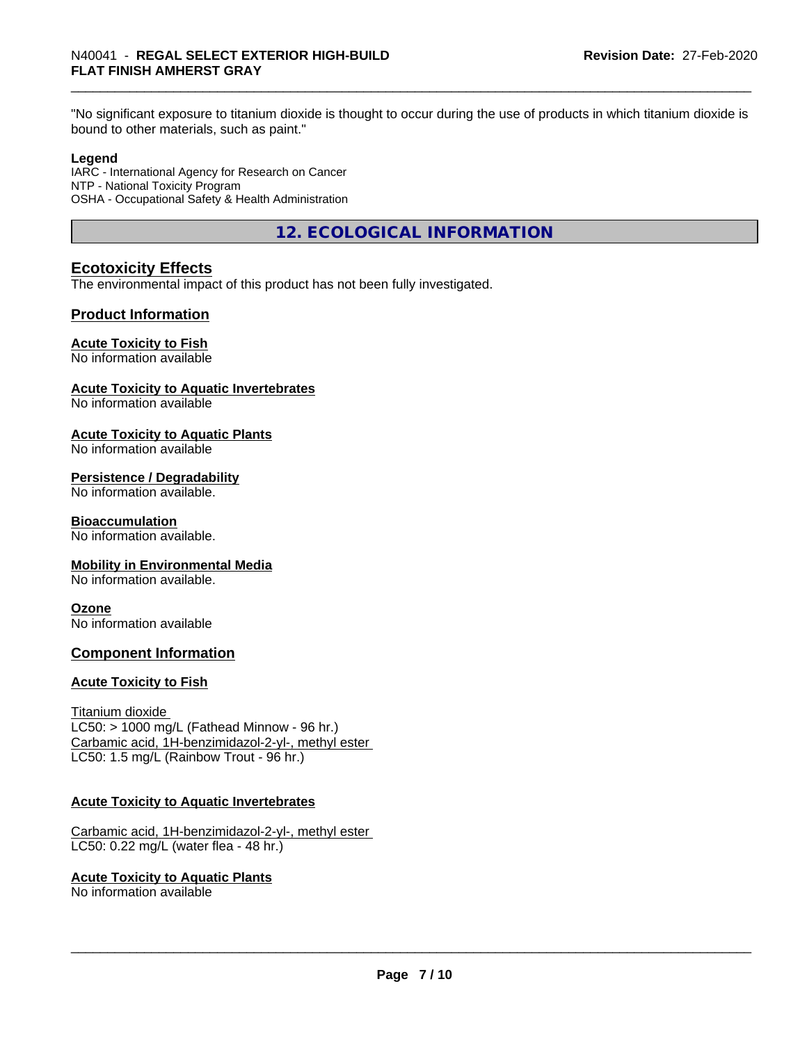"No significant exposure to titanium dioxide is thought to occur during the use of products in which titanium dioxide is bound to other materials, such as paint."

**Legend**
IARC - International Agency for Research on Cancer
NTP - National Toxicity Program
OSHA - Occupational Safety & Health Administration

## 12. ECOLOGICAL INFORMATION

### Ecotoxicity Effects
The environmental impact of this product has not been fully investigated.

### Product Information

**Acute Toxicity to Fish**
No information available

**Acute Toxicity to Aquatic Invertebrates**
No information available

**Acute Toxicity to Aquatic Plants**
No information available

**Persistence / Degradability**
No information available.

**Bioaccumulation**
No information available.

**Mobility in Environmental Media**
No information available.

**Ozone**
No information available

### Component Information

**Acute Toxicity to Fish**

Titanium dioxide
LC50: > 1000 mg/L (Fathead Minnow - 96 hr.)
Carbamic acid, 1H-benzimidazol-2-yl-, methyl ester
LC50: 1.5 mg/L (Rainbow Trout - 96 hr.)

**Acute Toxicity to Aquatic Invertebrates**

Carbamic acid, 1H-benzimidazol-2-yl-, methyl ester
LC50: 0.22 mg/L (water flea - 48 hr.)

**Acute Toxicity to Aquatic Plants**
No information available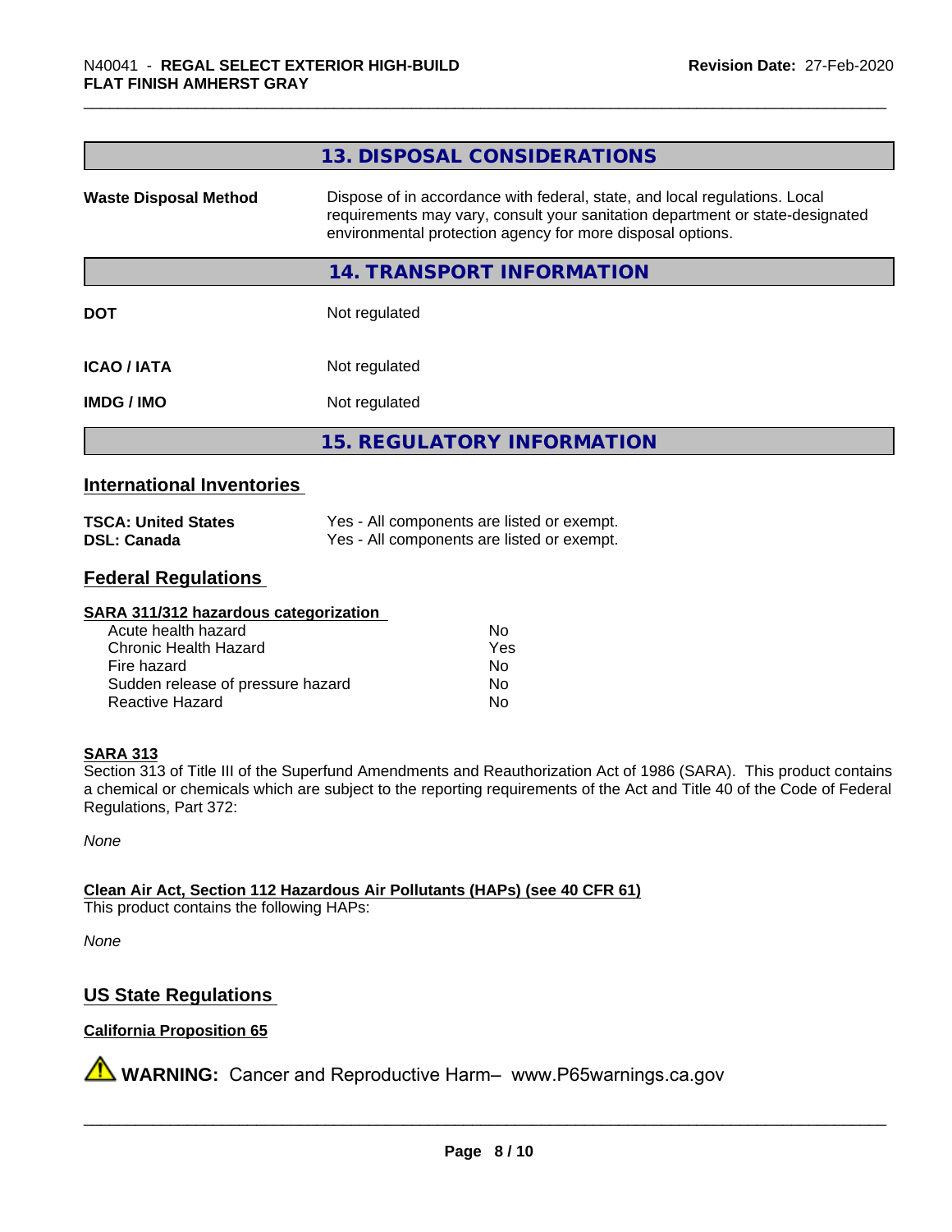## 13. DISPOSAL CONSIDERATIONS

| | |
|---|---|
| **Waste Disposal Method** | Dispose of in accordance with federal, state, and local regulations. Local requirements may vary, consult your sanitation department or state-designated environmental protection agency for more disposal options. |

## 14. TRANSPORT INFORMATION

| | |
|---|---|
| **DOT** | Not regulated |
| **ICAO / IATA** | Not regulated |
| **IMDG / IMO** | Not regulated |

## 15. REGULATORY INFORMATION

### International Inventories

| | |
|---|---|
| **TSCA: United States** | Yes - All components are listed or exempt. |
| **DSL: Canada** | Yes - All components are listed or exempt. |

### Federal Regulations

**SARA 311/312 hazardous categorization**

| | |
|---|---|
| Acute health hazard | No |
| Chronic Health Hazard | Yes |
| Fire hazard | No |
| Sudden release of pressure hazard | No |
| Reactive Hazard | No |

**SARA 313**

Section 313 of Title III of the Superfund Amendments and Reauthorization Act of 1986 (SARA). This product contains a chemical or chemicals which are subject to the reporting requirements of the Act and Title 40 of the Code of Federal Regulations, Part 372:

*None*

**Clean Air Act, Section 112 Hazardous Air Pollutants (HAPs) (see 40 CFR 61)**

This product contains the following HAPs:

*None*

### US State Regulations

**California Proposition 65**

⚠ **WARNING:** Cancer and Reproductive Harm– www.P65warnings.ca.gov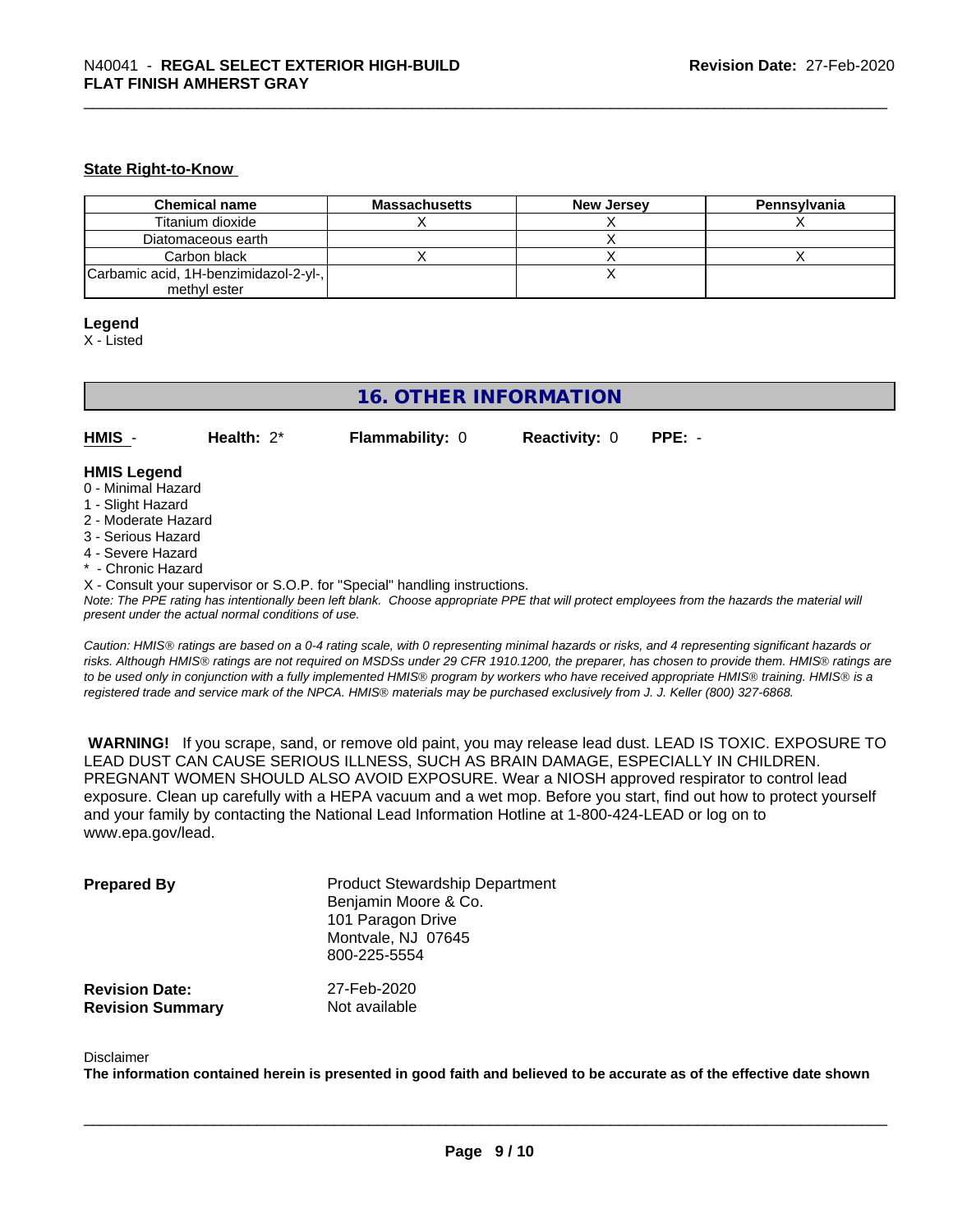### State Right-to-Know

| Chemical name | Massachusetts | New Jersey | Pennsylvania |
|---|---|---|---|
| Titanium dioxide | X | X | X |
| Diatomaceous earth | | X | |
| Carbon black | X | X | X |
| Carbamic acid, 1H-benzimidazol-2-yl-, methyl ester | | X | |

**Legend**
X - Listed

## 16. OTHER INFORMATION

**HMIS** - **Health:** 2* **Flammability:** 0 **Reactivity:** 0 **PPE:** -

**HMIS Legend**
0 - Minimal Hazard
1 - Slight Hazard
2 - Moderate Hazard
3 - Serious Hazard
4 - Severe Hazard
* - Chronic Hazard
X - Consult your supervisor or S.O.P. for "Special" handling instructions.

*Note: The PPE rating has intentionally been left blank. Choose appropriate PPE that will protect employees from the hazards the material will present under the actual normal conditions of use.*

*Caution: HMIS® ratings are based on a 0-4 rating scale, with 0 representing minimal hazards or risks, and 4 representing significant hazards or risks. Although HMIS® ratings are not required on MSDSs under 29 CFR 1910.1200, the preparer, has chosen to provide them. HMIS® ratings are to be used only in conjunction with a fully implemented HMIS® program by workers who have received appropriate HMIS® training. HMIS® is a registered trade and service mark of the NPCA. HMIS® materials may be purchased exclusively from J. J. Keller (800) 327-6868.*

**WARNING!** If you scrape, sand, or remove old paint, you may release lead dust. LEAD IS TOXIC. EXPOSURE TO LEAD DUST CAN CAUSE SERIOUS ILLNESS, SUCH AS BRAIN DAMAGE, ESPECIALLY IN CHILDREN. PREGNANT WOMEN SHOULD ALSO AVOID EXPOSURE. Wear a NIOSH approved respirator to control lead exposure. Clean up carefully with a HEPA vacuum and a wet mop. Before you start, find out how to protect yourself and your family by contacting the National Lead Information Hotline at 1-800-424-LEAD or log on to www.epa.gov/lead.

**Prepared By**
Product Stewardship Department
Benjamin Moore & Co.
101 Paragon Drive
Montvale, NJ 07645
800-225-5554

**Revision Date:** 27-Feb-2020
**Revision Summary** Not available

Disclaimer
**The information contained herein is presented in good faith and believed to be accurate as of the effective date shown**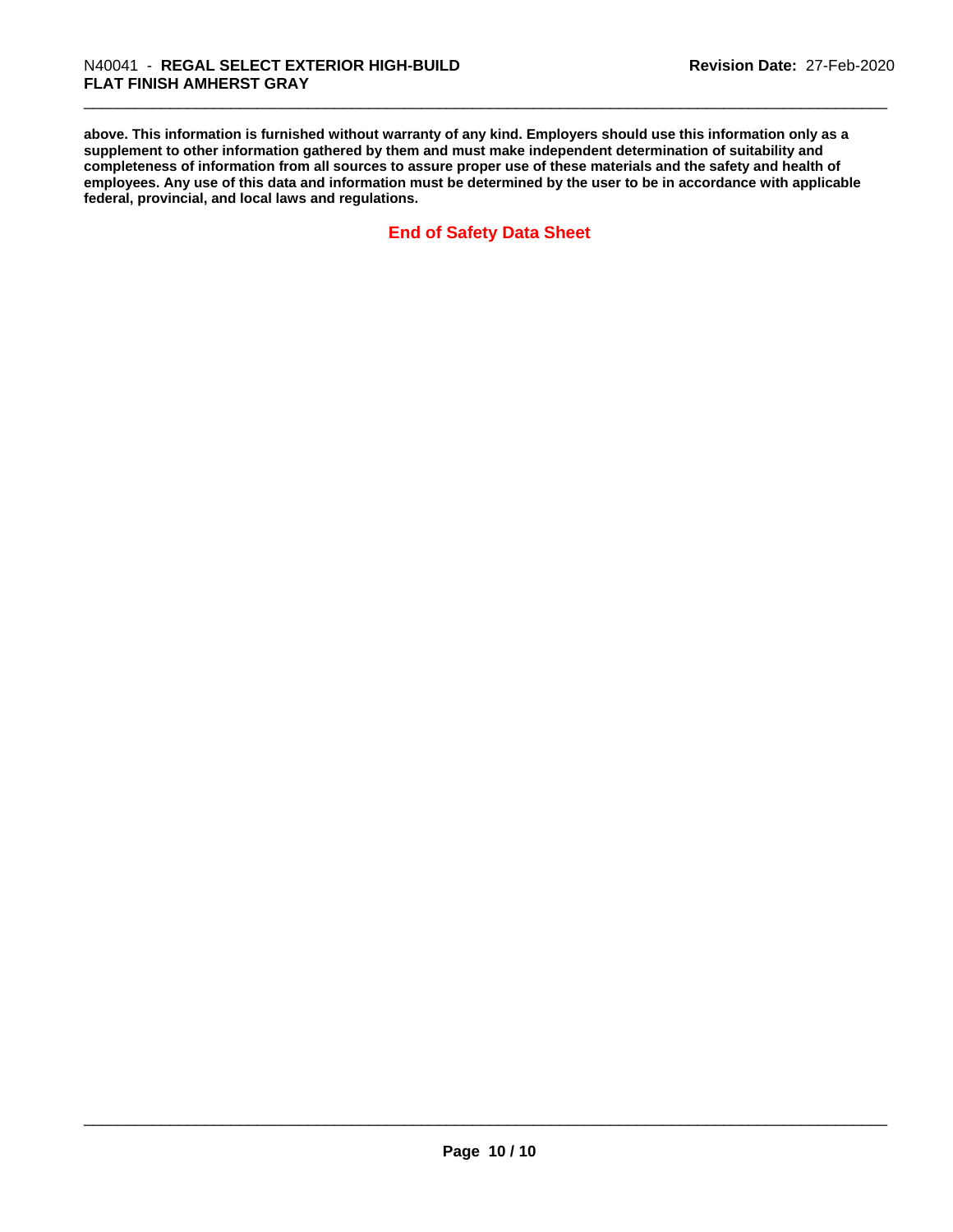**above. This information is furnished without warranty of any kind. Employers should use this information only as a supplement to other information gathered by them and must make independent determination of suitability and completeness of information from all sources to assure proper use of these materials and the safety and health of employees. Any use of this data and information must be determined by the user to be in accordance with applicable federal, provincial, and local laws and regulations.**

**End of Safety Data Sheet**